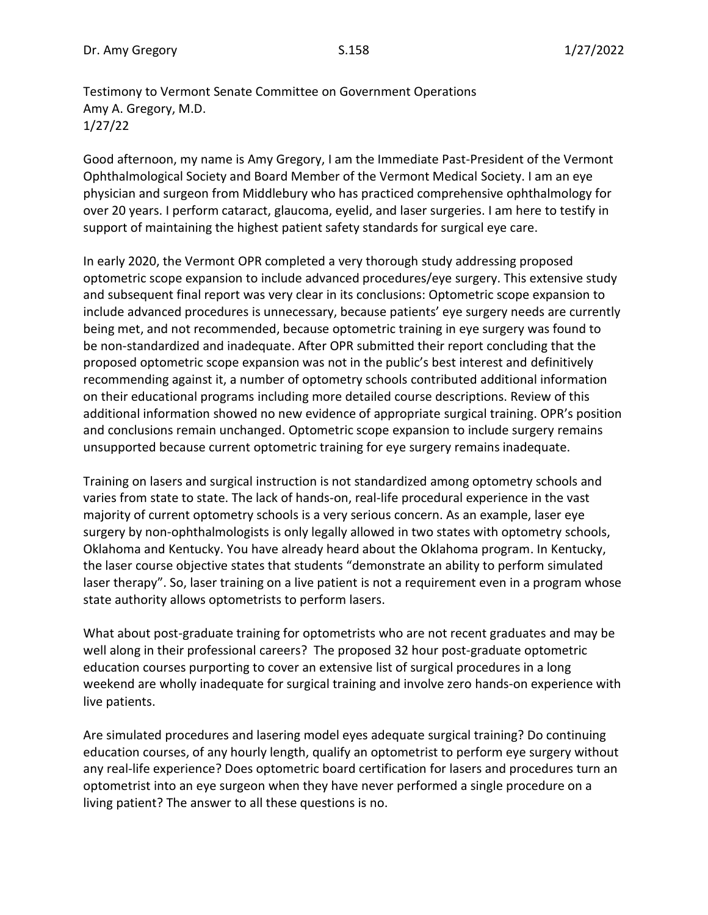Testimony to Vermont Senate Committee on Government Operations
Amy A. Gregory, M.D.
1/27/22

Good afternoon, my name is Amy Gregory, I am the Immediate Past-President of the Vermont Ophthalmological Society and Board Member of the Vermont Medical Society. I am an eye physician and surgeon from Middlebury who has practiced comprehensive ophthalmology for over 20 years. I perform cataract, glaucoma, eyelid, and laser surgeries. I am here to testify in support of maintaining the highest patient safety standards for surgical eye care.

In early 2020, the Vermont OPR completed a very thorough study addressing proposed optometric scope expansion to include advanced procedures/eye surgery. This extensive study and subsequent final report was very clear in its conclusions: Optometric scope expansion to include advanced procedures is unnecessary, because patients' eye surgery needs are currently being met, and not recommended, because optometric training in eye surgery was found to be non-standardized and inadequate. After OPR submitted their report concluding that the proposed optometric scope expansion was not in the public's best interest and definitively recommending against it, a number of optometry schools contributed additional information on their educational programs including more detailed course descriptions. Review of this additional information showed no new evidence of appropriate surgical training. OPR's position and conclusions remain unchanged. Optometric scope expansion to include surgery remains unsupported because current optometric training for eye surgery remains inadequate.

Training on lasers and surgical instruction is not standardized among optometry schools and varies from state to state. The lack of hands-on, real-life procedural experience in the vast majority of current optometry schools is a very serious concern. As an example, laser eye surgery by non-ophthalmologists is only legally allowed in two states with optometry schools, Oklahoma and Kentucky. You have already heard about the Oklahoma program. In Kentucky, the laser course objective states that students "demonstrate an ability to perform simulated laser therapy". So, laser training on a live patient is not a requirement even in a program whose state authority allows optometrists to perform lasers.

What about post-graduate training for optometrists who are not recent graduates and may be well along in their professional careers? The proposed 32 hour post-graduate optometric education courses purporting to cover an extensive list of surgical procedures in a long weekend are wholly inadequate for surgical training and involve zero hands-on experience with live patients.

Are simulated procedures and lasering model eyes adequate surgical training? Do continuing education courses, of any hourly length, qualify an optometrist to perform eye surgery without any real-life experience? Does optometric board certification for lasers and procedures turn an optometrist into an eye surgeon when they have never performed a single procedure on a living patient? The answer to all these questions is no.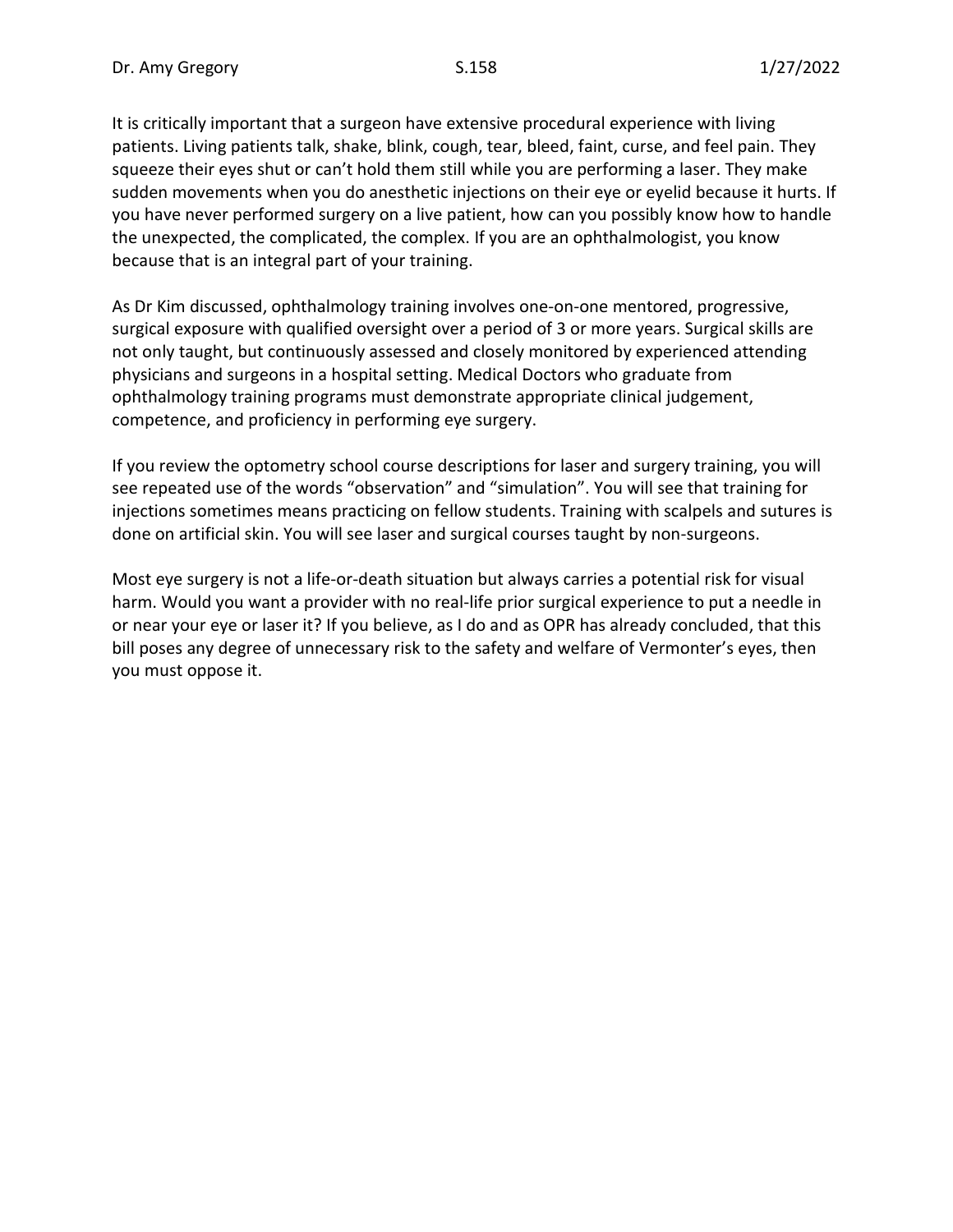It is critically important that a surgeon have extensive procedural experience with living patients. Living patients talk, shake, blink, cough, tear, bleed, faint, curse, and feel pain. They squeeze their eyes shut or can't hold them still while you are performing a laser. They make sudden movements when you do anesthetic injections on their eye or eyelid because it hurts. If you have never performed surgery on a live patient, how can you possibly know how to handle the unexpected, the complicated, the complex. If you are an ophthalmologist, you know because that is an integral part of your training.

As Dr Kim discussed, ophthalmology training involves one-on-one mentored, progressive, surgical exposure with qualified oversight over a period of 3 or more years. Surgical skills are not only taught, but continuously assessed and closely monitored by experienced attending physicians and surgeons in a hospital setting. Medical Doctors who graduate from ophthalmology training programs must demonstrate appropriate clinical judgement, competence, and proficiency in performing eye surgery.

If you review the optometry school course descriptions for laser and surgery training, you will see repeated use of the words "observation" and "simulation". You will see that training for injections sometimes means practicing on fellow students. Training with scalpels and sutures is done on artificial skin. You will see laser and surgical courses taught by non-surgeons.

Most eye surgery is not a life-or-death situation but always carries a potential risk for visual harm. Would you want a provider with no real-life prior surgical experience to put a needle in or near your eye or laser it? If you believe, as I do and as OPR has already concluded, that this bill poses any degree of unnecessary risk to the safety and welfare of Vermonter's eyes, then you must oppose it.